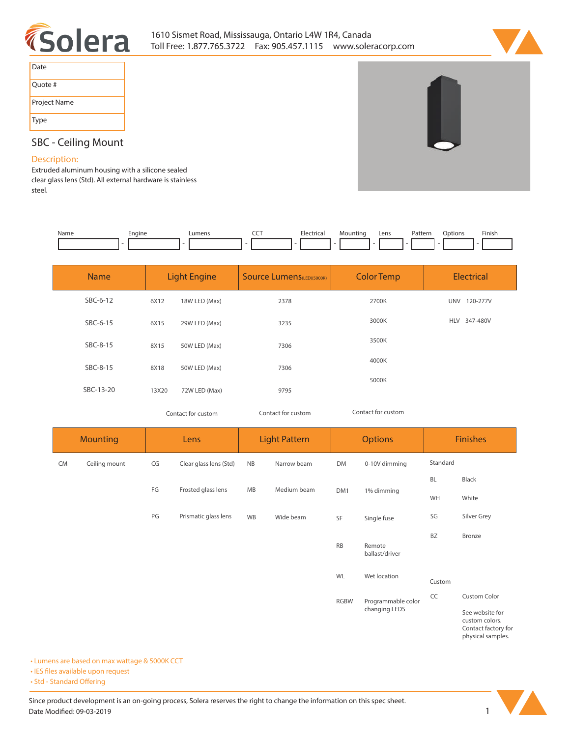Solera

1610 Sismet Road, Mississauga, Ontario L4W 1R4, Canada
Toll Free: 1.877.765.3722  Fax: 905.457.1115  www.soleracorp.com

| Date |
|---|
| Quote # |
| Project Name |
| Type |

## SBC - Ceiling Mount

**Description:**

Extruded aluminum housing with a silicone sealed clear glass lens (Std). All external hardware is stainless steel.

| Name | Engine | Lumens | CCT | Electrical | Mounting | Lens | Pattern | Options | Finish |
|---|---|---|---|---|---|---|---|---|---|
| | - | - | - | - | - | - | - | - | - |

| Name | Light Engine | | Source Lumens(LED)(5000K) | Color Temp | Electrical | |
|---|---|---|---|---|---|---|
| SBC-6-12 | 6X12 | 18W LED (Max) | 2378 | 2700K | UNV | 120-277V |
| SBC-6-15 | 6X15 | 29W LED (Max) | 3235 | 3000K | HLV | 347-480V |
| SBC-8-15 | 8X15 | 50W LED (Max) | 7306 | 3500K | | |
| SBC-8-15 | 8X18 | 50W LED (Max) | 7306 | 4000K | | |
| SBC-13-20 | 13X20 | 72W LED (Max) | 9795 | 5000K | | |
| | Contact for custom | | Contact for custom | Contact for custom | | |

| Mounting | | Lens | | Light Pattern | | Options | | Finishes | |
|---|---|---|---|---|---|---|---|---|---|
| CM | Ceiling mount | CG | Clear glass lens (Std) | NB | Narrow beam | DM | 0-10V dimming | Standard | |
| | | | | | | | | BL | Black |
| | | FG | Frosted glass lens | MB | Medium beam | DM1 | 1% dimming | WH | White |
| | | PG | Prismatic glass lens | WB | Wide beam | SF | Single fuse | SG | Silver Grey |
| | | | | | | | | BZ | Bronze |
| | | | | | | RB | Remote ballast/driver | | |
| | | | | | | WL | Wet location | Custom | |
| | | | | | | RGBW | Programmable color changing LEDS | CC | Custom Color |
| | | | | | | | | | See website for custom colors. Contact factory for physical samples. |

- Lumens are based on max wattage & 5000K CCT
- IES files available upon request
- Std - Standard Offering

Since product development is an on-going process, Solera reserves the right to change the information on this spec sheet.
Date Modified: 09-03-2019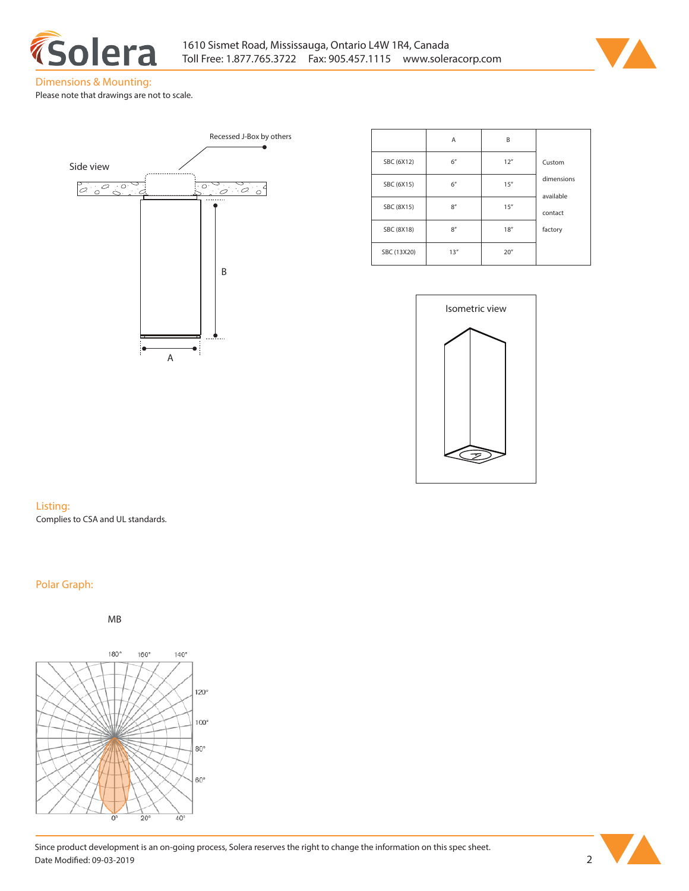## Dimensions & Mounting:

Please note that drawings are not to scale.

Side view

Recessed J-Box by others

B

A

| | A | B | |
|---|---|---|---|
| SBC (6X12) | 6" | 12" | Custom dimensions available contact factory |
| SBC (6X15) | 6" | 15" | |
| SBC (8X15) | 8" | 15" | |
| SBC (8X18) | 8" | 18" | |
| SBC (13X20) | 13" | 20" | |

Isometric view

## Listing:

Complies to CSA and UL standards.

## Polar Graph:

MB

180°
160°
140°
120°
100°
80°
60°
0°
20°
40°

Since product development is an on-going process, Solera reserves the right to change the information on this spec sheet.
Date Modified: 09-03-2019